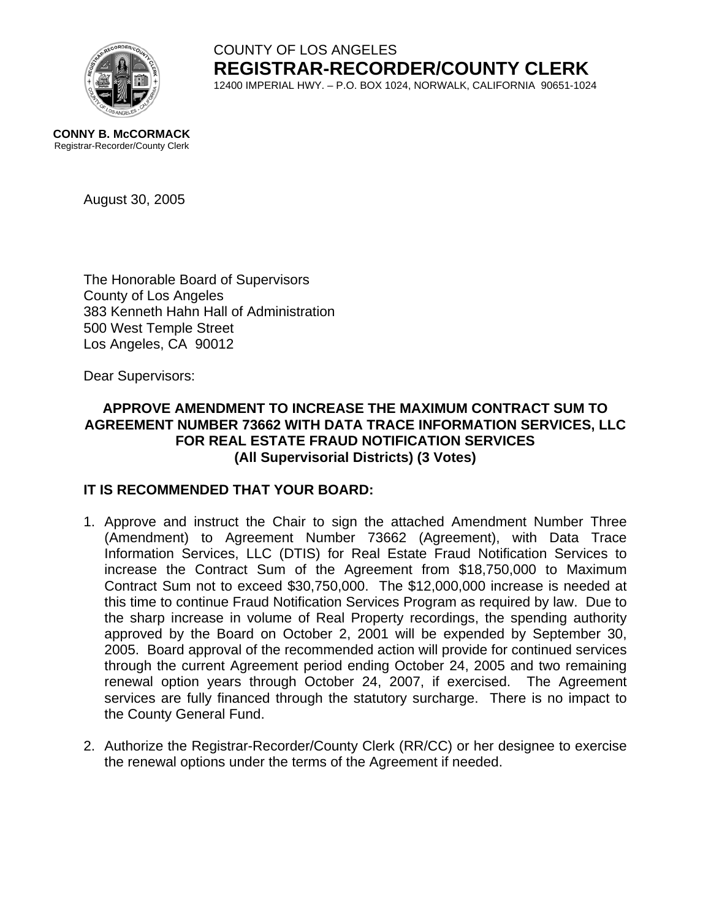COUNTY OF LOS ANGELES

**REGISTRAR-RECORDER/COUNTY CLERK**

12400 IMPERIAL HWY. – P.O. BOX 1024, NORWALK, CALIFORNIA 90651-1024

**CONNY B. McCORMACK**
Registrar-Recorder/County Clerk

August 30, 2005

The Honorable Board of Supervisors
County of Los Angeles
383 Kenneth Hahn Hall of Administration
500 West Temple Street
Los Angeles, CA 90012

Dear Supervisors:

**APPROVE AMENDMENT TO INCREASE THE MAXIMUM CONTRACT SUM TO AGREEMENT NUMBER 73662 WITH DATA TRACE INFORMATION SERVICES, LLC FOR REAL ESTATE FRAUD NOTIFICATION SERVICES (All Supervisorial Districts) (3 Votes)**

**IT IS RECOMMENDED THAT YOUR BOARD:**

1. Approve and instruct the Chair to sign the attached Amendment Number Three (Amendment) to Agreement Number 73662 (Agreement), with Data Trace Information Services, LLC (DTIS) for Real Estate Fraud Notification Services to increase the Contract Sum of the Agreement from $18,750,000 to Maximum Contract Sum not to exceed $30,750,000. The $12,000,000 increase is needed at this time to continue Fraud Notification Services Program as required by law. Due to the sharp increase in volume of Real Property recordings, the spending authority approved by the Board on October 2, 2001 will be expended by September 30, 2005. Board approval of the recommended action will provide for continued services through the current Agreement period ending October 24, 2005 and two remaining renewal option years through October 24, 2007, if exercised. The Agreement services are fully financed through the statutory surcharge. There is no impact to the County General Fund.

2. Authorize the Registrar-Recorder/County Clerk (RR/CC) or her designee to exercise the renewal options under the terms of the Agreement if needed.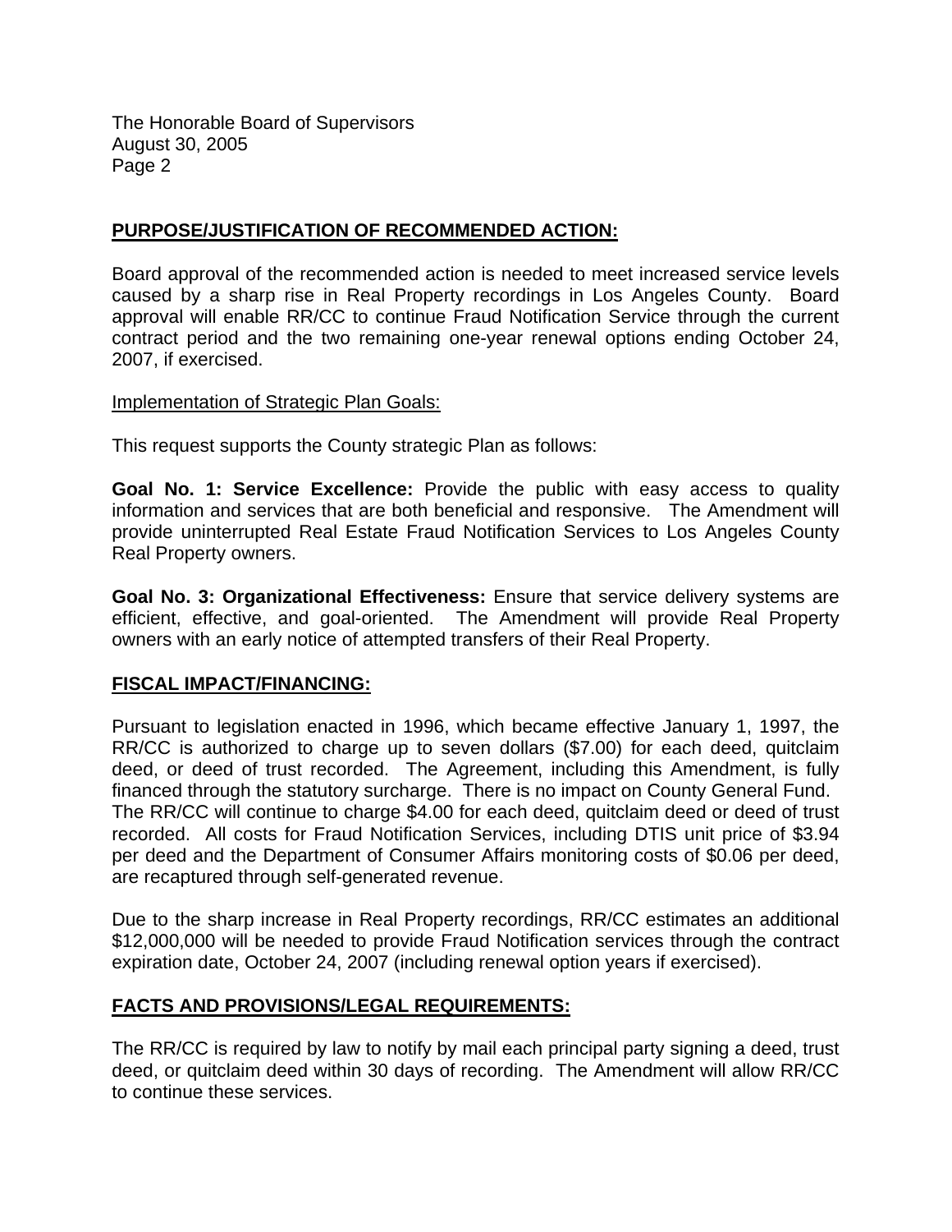## PURPOSE/JUSTIFICATION OF RECOMMENDED ACTION:

Board approval of the recommended action is needed to meet increased service levels caused by a sharp rise in Real Property recordings in Los Angeles County. Board approval will enable RR/CC to continue Fraud Notification Service through the current contract period and the two remaining one-year renewal options ending October 24, 2007, if exercised.

Implementation of Strategic Plan Goals:

This request supports the County strategic Plan as follows:

**Goal No. 1: Service Excellence:** Provide the public with easy access to quality information and services that are both beneficial and responsive. The Amendment will provide uninterrupted Real Estate Fraud Notification Services to Los Angeles County Real Property owners.

**Goal No. 3: Organizational Effectiveness:** Ensure that service delivery systems are efficient, effective, and goal-oriented. The Amendment will provide Real Property owners with an early notice of attempted transfers of their Real Property.

## FISCAL IMPACT/FINANCING:

Pursuant to legislation enacted in 1996, which became effective January 1, 1997, the RR/CC is authorized to charge up to seven dollars ($7.00) for each deed, quitclaim deed, or deed of trust recorded. The Agreement, including this Amendment, is fully financed through the statutory surcharge. There is no impact on County General Fund. The RR/CC will continue to charge $4.00 for each deed, quitclaim deed or deed of trust recorded. All costs for Fraud Notification Services, including DTIS unit price of $3.94 per deed and the Department of Consumer Affairs monitoring costs of $0.06 per deed, are recaptured through self-generated revenue.

Due to the sharp increase in Real Property recordings, RR/CC estimates an additional $12,000,000 will be needed to provide Fraud Notification services through the contract expiration date, October 24, 2007 (including renewal option years if exercised).

## FACTS AND PROVISIONS/LEGAL REQUIREMENTS:

The RR/CC is required by law to notify by mail each principal party signing a deed, trust deed, or quitclaim deed within 30 days of recording. The Amendment will allow RR/CC to continue these services.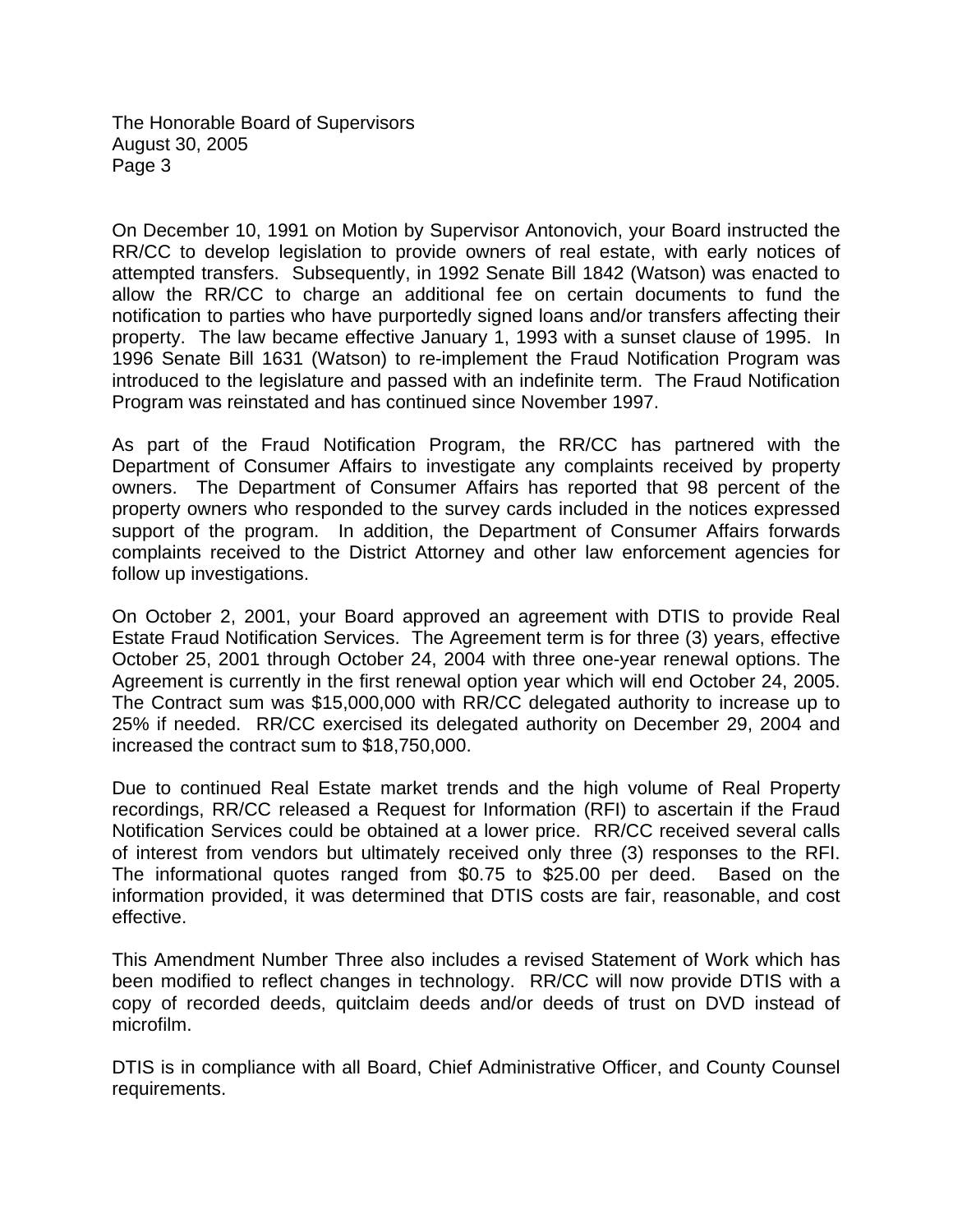On December 10, 1991 on Motion by Supervisor Antonovich, your Board instructed the RR/CC to develop legislation to provide owners of real estate, with early notices of attempted transfers. Subsequently, in 1992 Senate Bill 1842 (Watson) was enacted to allow the RR/CC to charge an additional fee on certain documents to fund the notification to parties who have purportedly signed loans and/or transfers affecting their property. The law became effective January 1, 1993 with a sunset clause of 1995. In 1996 Senate Bill 1631 (Watson) to re-implement the Fraud Notification Program was introduced to the legislature and passed with an indefinite term. The Fraud Notification Program was reinstated and has continued since November 1997.

As part of the Fraud Notification Program, the RR/CC has partnered with the Department of Consumer Affairs to investigate any complaints received by property owners. The Department of Consumer Affairs has reported that 98 percent of the property owners who responded to the survey cards included in the notices expressed support of the program. In addition, the Department of Consumer Affairs forwards complaints received to the District Attorney and other law enforcement agencies for follow up investigations.

On October 2, 2001, your Board approved an agreement with DTIS to provide Real Estate Fraud Notification Services. The Agreement term is for three (3) years, effective October 25, 2001 through October 24, 2004 with three one-year renewal options. The Agreement is currently in the first renewal option year which will end October 24, 2005. The Contract sum was $15,000,000 with RR/CC delegated authority to increase up to 25% if needed. RR/CC exercised its delegated authority on December 29, 2004 and increased the contract sum to $18,750,000.

Due to continued Real Estate market trends and the high volume of Real Property recordings, RR/CC released a Request for Information (RFI) to ascertain if the Fraud Notification Services could be obtained at a lower price. RR/CC received several calls of interest from vendors but ultimately received only three (3) responses to the RFI. The informational quotes ranged from $0.75 to $25.00 per deed. Based on the information provided, it was determined that DTIS costs are fair, reasonable, and cost effective.

This Amendment Number Three also includes a revised Statement of Work which has been modified to reflect changes in technology. RR/CC will now provide DTIS with a copy of recorded deeds, quitclaim deeds and/or deeds of trust on DVD instead of microfilm.

DTIS is in compliance with all Board, Chief Administrative Officer, and County Counsel requirements.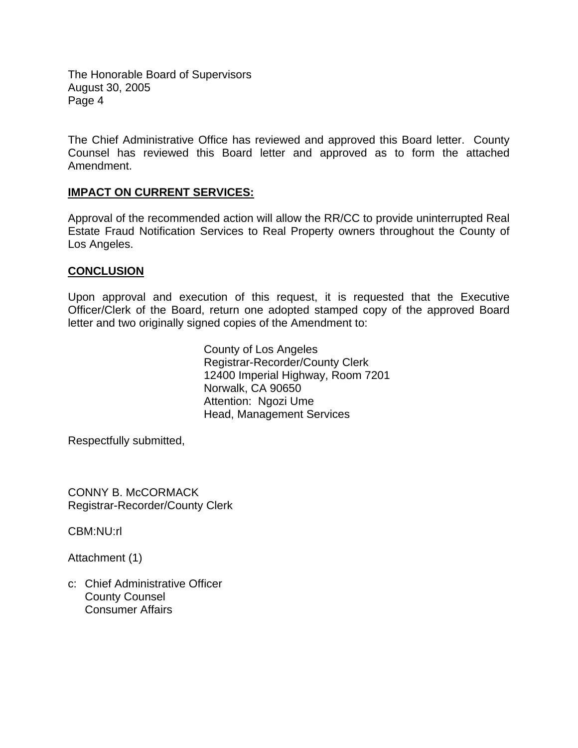The Chief Administrative Office has reviewed and approved this Board letter. County Counsel has reviewed this Board letter and approved as to form the attached Amendment.

## IMPACT ON CURRENT SERVICES:

Approval of the recommended action will allow the RR/CC to provide uninterrupted Real Estate Fraud Notification Services to Real Property owners throughout the County of Los Angeles.

## CONCLUSION

Upon approval and execution of this request, it is requested that the Executive Officer/Clerk of the Board, return one adopted stamped copy of the approved Board letter and two originally signed copies of the Amendment to:

County of Los Angeles  
Registrar-Recorder/County Clerk  
12400 Imperial Highway, Room 7201  
Norwalk, CA 90650  
Attention: Ngozi Ume  
Head, Management Services

Respectfully submitted,

CONNY B. McCORMACK  
Registrar-Recorder/County Clerk

CBM:NU:rl

Attachment (1)

c: Chief Administrative Officer  
County Counsel  
Consumer Affairs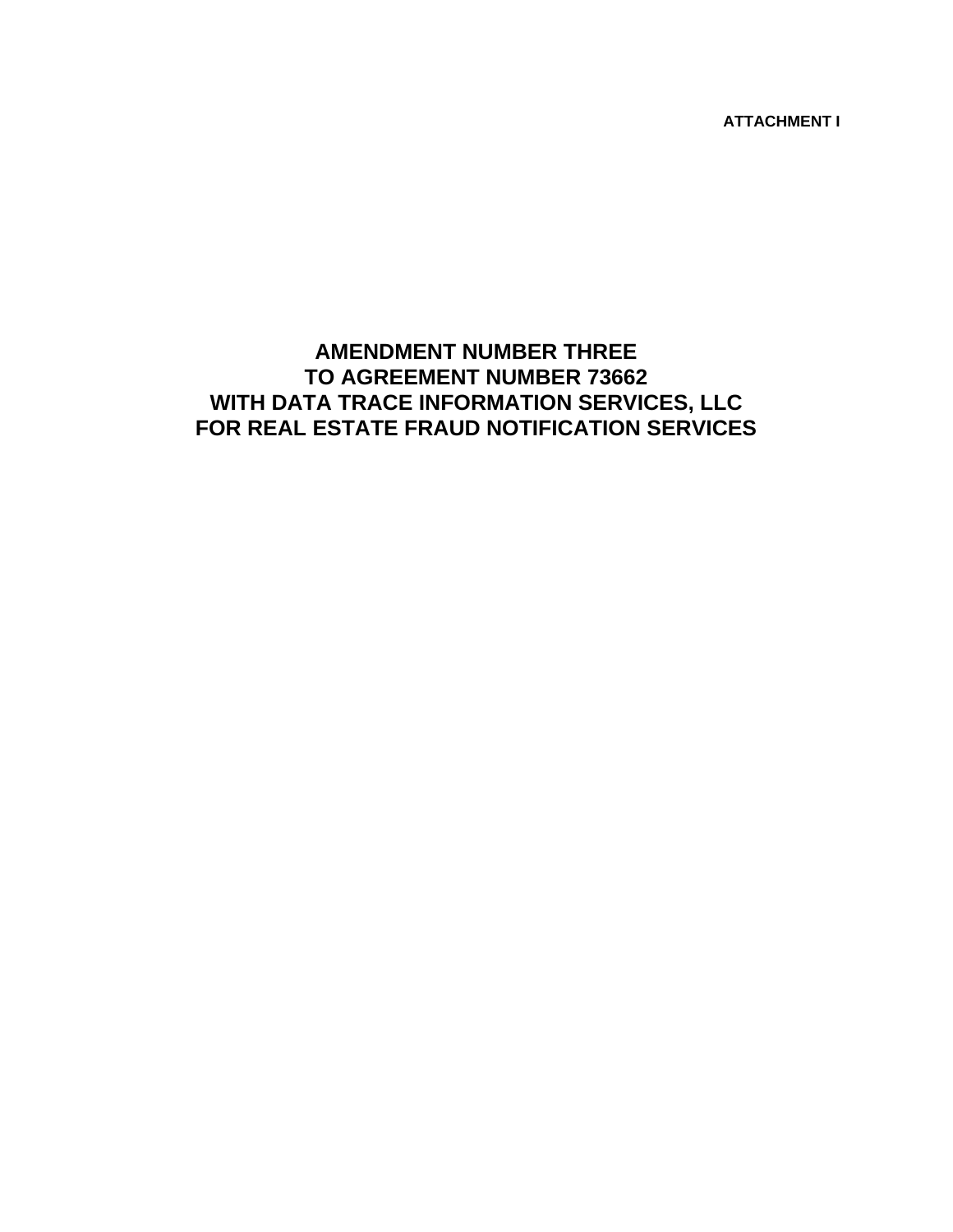**ATTACHMENT I**

# AMENDMENT NUMBER THREE
# TO AGREEMENT NUMBER 73662
# WITH DATA TRACE INFORMATION SERVICES, LLC
# FOR REAL ESTATE FRAUD NOTIFICATION SERVICES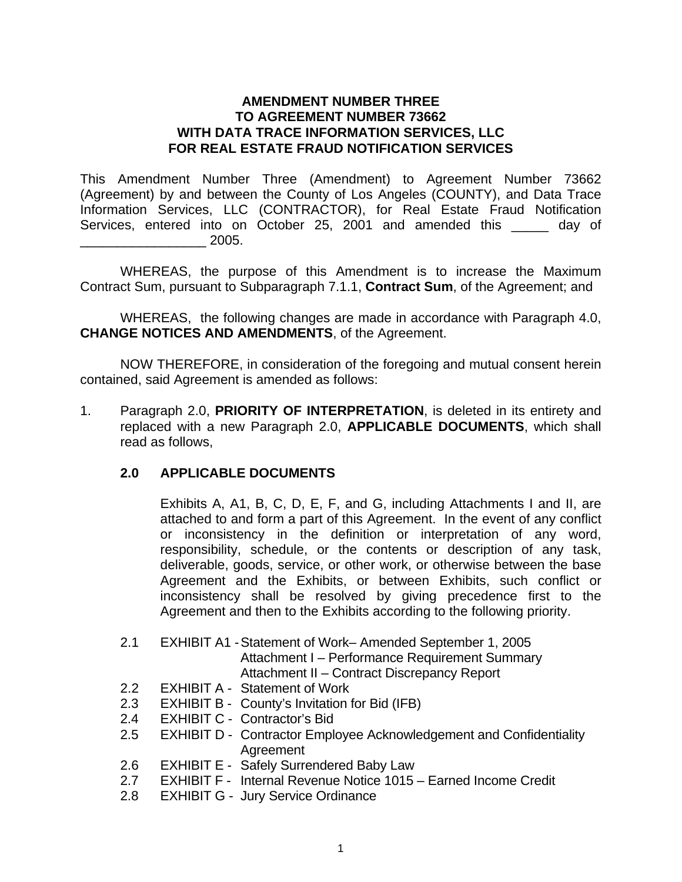**AMENDMENT NUMBER THREE**
**TO AGREEMENT NUMBER 73662**
**WITH DATA TRACE INFORMATION SERVICES, LLC**
**FOR REAL ESTATE FRAUD NOTIFICATION SERVICES**

This Amendment Number Three (Amendment) to Agreement Number 73662 (Agreement) by and between the County of Los Angeles (COUNTY), and Data Trace Information Services, LLC (CONTRACTOR), for Real Estate Fraud Notification Services, entered into on October 25, 2001 and amended this _____ day of _________________ 2005.

WHEREAS, the purpose of this Amendment is to increase the Maximum Contract Sum, pursuant to Subparagraph 7.1.1, **Contract Sum**, of the Agreement; and

WHEREAS, the following changes are made in accordance with Paragraph 4.0, **CHANGE NOTICES AND AMENDMENTS**, of the Agreement.

NOW THEREFORE, in consideration of the foregoing and mutual consent herein contained, said Agreement is amended as follows:

1. Paragraph 2.0, **PRIORITY OF INTERPRETATION**, is deleted in its entirety and replaced with a new Paragraph 2.0, **APPLICABLE DOCUMENTS**, which shall read as follows,

   **2.0 APPLICABLE DOCUMENTS**

   Exhibits A, A1, B, C, D, E, F, and G, including Attachments I and II, are attached to and form a part of this Agreement. In the event of any conflict or inconsistency in the definition or interpretation of any word, responsibility, schedule, or the contents or description of any task, deliverable, goods, service, or other work, or otherwise between the base Agreement and the Exhibits, or between Exhibits, such conflict or inconsistency shall be resolved by giving precedence first to the Agreement and then to the Exhibits according to the following priority.

   2.1 EXHIBIT A1 - Statement of Work– Amended September 1, 2005
   Attachment I – Performance Requirement Summary
   Attachment II – Contract Discrepancy Report
   2.2 EXHIBIT A - Statement of Work
   2.3 EXHIBIT B - County's Invitation for Bid (IFB)
   2.4 EXHIBIT C - Contractor's Bid
   2.5 EXHIBIT D - Contractor Employee Acknowledgement and Confidentiality Agreement
   2.6 EXHIBIT E - Safely Surrendered Baby Law
   2.7 EXHIBIT F - Internal Revenue Notice 1015 – Earned Income Credit
   2.8 EXHIBIT G - Jury Service Ordinance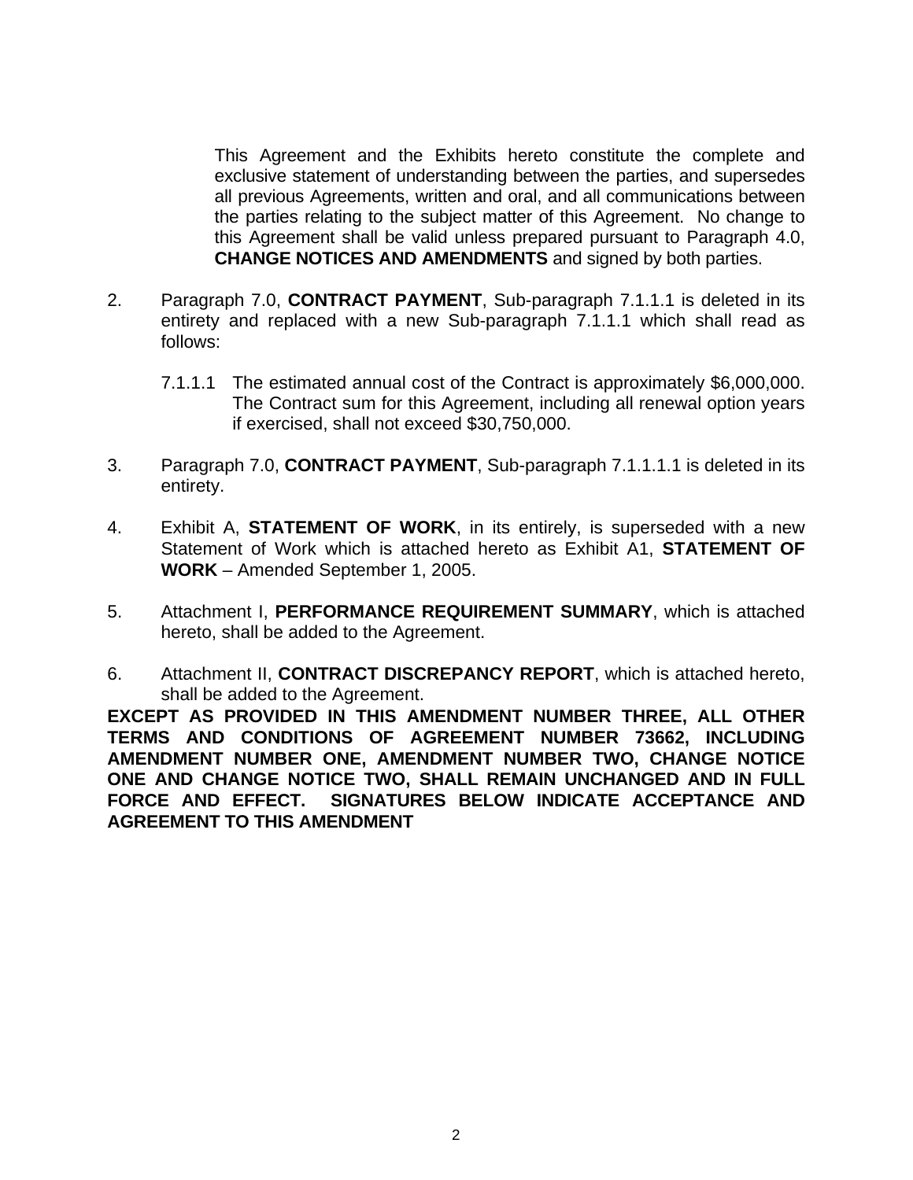This Agreement and the Exhibits hereto constitute the complete and exclusive statement of understanding between the parties, and supersedes all previous Agreements, written and oral, and all communications between the parties relating to the subject matter of this Agreement. No change to this Agreement shall be valid unless prepared pursuant to Paragraph 4.0, **CHANGE NOTICES AND AMENDMENTS** and signed by both parties.

2. Paragraph 7.0, **CONTRACT PAYMENT**, Sub-paragraph 7.1.1.1 is deleted in its entirety and replaced with a new Sub-paragraph 7.1.1.1 which shall read as follows:

   7.1.1.1 The estimated annual cost of the Contract is approximately $6,000,000. The Contract sum for this Agreement, including all renewal option years if exercised, shall not exceed $30,750,000.

3. Paragraph 7.0, **CONTRACT PAYMENT**, Sub-paragraph 7.1.1.1.1 is deleted in its entirety.

4. Exhibit A, **STATEMENT OF WORK**, in its entirely, is superseded with a new Statement of Work which is attached hereto as Exhibit A1, **STATEMENT OF WORK** – Amended September 1, 2005.

5. Attachment I, **PERFORMANCE REQUIREMENT SUMMARY**, which is attached hereto, shall be added to the Agreement.

6. Attachment II, **CONTRACT DISCREPANCY REPORT**, which is attached hereto, shall be added to the Agreement.

**EXCEPT AS PROVIDED IN THIS AMENDMENT NUMBER THREE, ALL OTHER TERMS AND CONDITIONS OF AGREEMENT NUMBER 73662, INCLUDING AMENDMENT NUMBER ONE, AMENDMENT NUMBER TWO, CHANGE NOTICE ONE AND CHANGE NOTICE TWO, SHALL REMAIN UNCHANGED AND IN FULL FORCE AND EFFECT. SIGNATURES BELOW INDICATE ACCEPTANCE AND AGREEMENT TO THIS AMENDMENT**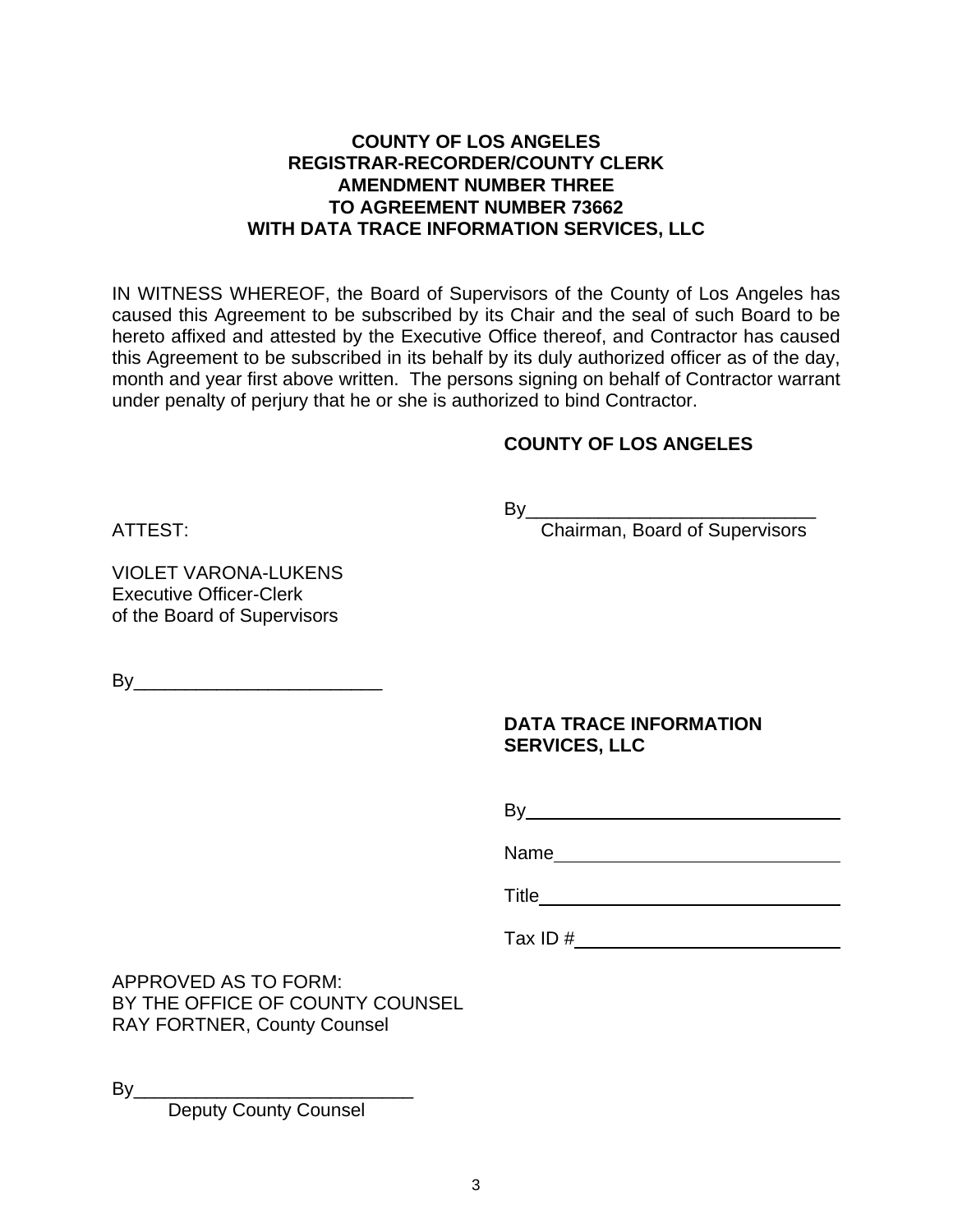**COUNTY OF LOS ANGELES**
**REGISTRAR-RECORDER/COUNTY CLERK**
**AMENDMENT NUMBER THREE**
**TO AGREEMENT NUMBER 73662**
**WITH DATA TRACE INFORMATION SERVICES, LLC**

IN WITNESS WHEREOF, the Board of Supervisors of the County of Los Angeles has caused this Agreement to be subscribed by its Chair and the seal of such Board to be hereto affixed and attested by the Executive Office thereof, and Contractor has caused this Agreement to be subscribed in its behalf by its duly authorized officer as of the day, month and year first above written. The persons signing on behalf of Contractor warrant under penalty of perjury that he or she is authorized to bind Contractor.

**COUNTY OF LOS ANGELES**

By____________________________
Chairman, Board of Supervisors

ATTEST:

VIOLET VARONA-LUKENS
Executive Officer-Clerk
of the Board of Supervisors

By_________________________

**DATA TRACE INFORMATION SERVICES, LLC**

By________________________________

Name_____________________________

Title______________________________

Tax ID #__________________________

APPROVED AS TO FORM:
BY THE OFFICE OF COUNTY COUNSEL
RAY FORTNER, County Counsel

By____________________________
Deputy County Counsel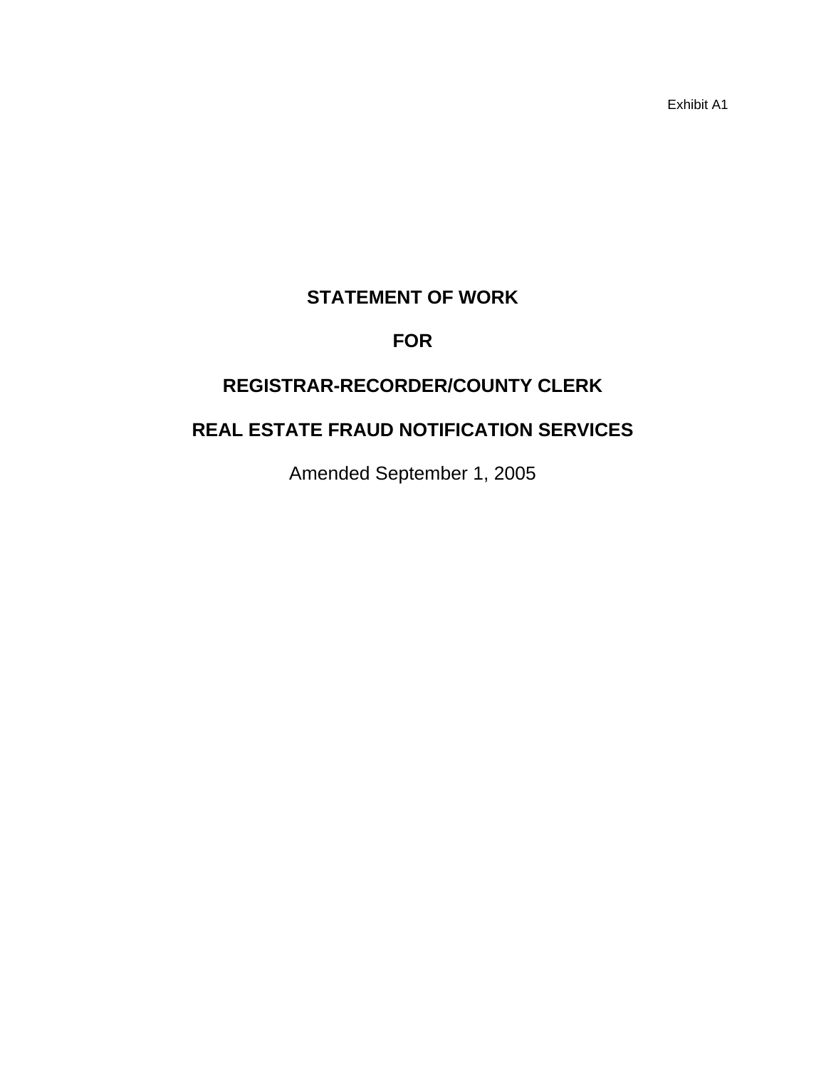Exhibit A1

# STATEMENT OF WORK

# FOR

# REGISTRAR-RECORDER/COUNTY CLERK

# REAL ESTATE FRAUD NOTIFICATION SERVICES

Amended September 1, 2005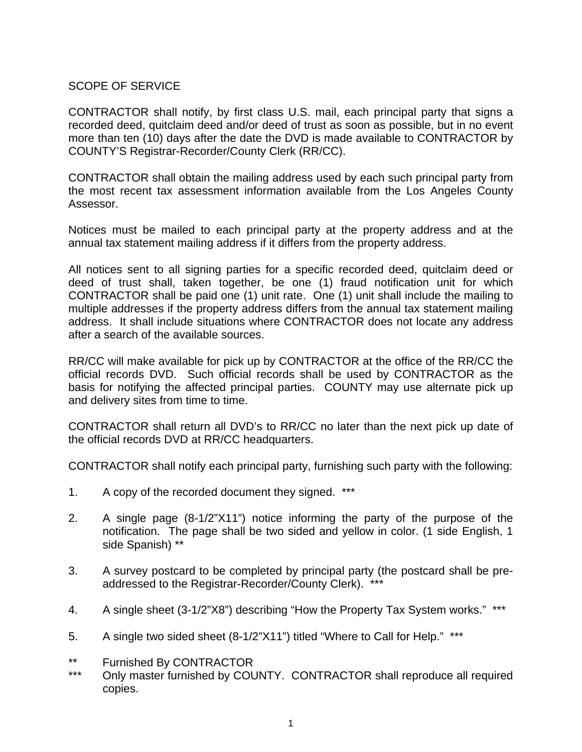# SCOPE OF SERVICE

CONTRACTOR shall notify, by first class U.S. mail, each principal party that signs a recorded deed, quitclaim deed and/or deed of trust as soon as possible, but in no event more than ten (10) days after the date the DVD is made available to CONTRACTOR by COUNTY'S Registrar-Recorder/County Clerk (RR/CC).

CONTRACTOR shall obtain the mailing address used by each such principal party from the most recent tax assessment information available from the Los Angeles County Assessor.

Notices must be mailed to each principal party at the property address and at the annual tax statement mailing address if it differs from the property address.

All notices sent to all signing parties for a specific recorded deed, quitclaim deed or deed of trust shall, taken together, be one (1) fraud notification unit for which CONTRACTOR shall be paid one (1) unit rate. One (1) unit shall include the mailing to multiple addresses if the property address differs from the annual tax statement mailing address. It shall include situations where CONTRACTOR does not locate any address after a search of the available sources.

RR/CC will make available for pick up by CONTRACTOR at the office of the RR/CC the official records DVD. Such official records shall be used by CONTRACTOR as the basis for notifying the affected principal parties. COUNTY may use alternate pick up and delivery sites from time to time.

CONTRACTOR shall return all DVD's to RR/CC no later than the next pick up date of the official records DVD at RR/CC headquarters.

CONTRACTOR shall notify each principal party, furnishing such party with the following:

1. A copy of the recorded document they signed. ***

2. A single page (8-1/2"X11") notice informing the party of the purpose of the notification. The page shall be two sided and yellow in color. (1 side English, 1 side Spanish) **

3. A survey postcard to be completed by principal party (the postcard shall be pre-addressed to the Registrar-Recorder/County Clerk). ***

4. A single sheet (3-1/2"X8") describing "How the Property Tax System works." ***

5. A single two sided sheet (8-1/2"X11") titled "Where to Call for Help." ***

** Furnished By CONTRACTOR

*** Only master furnished by COUNTY. CONTRACTOR shall reproduce all required copies.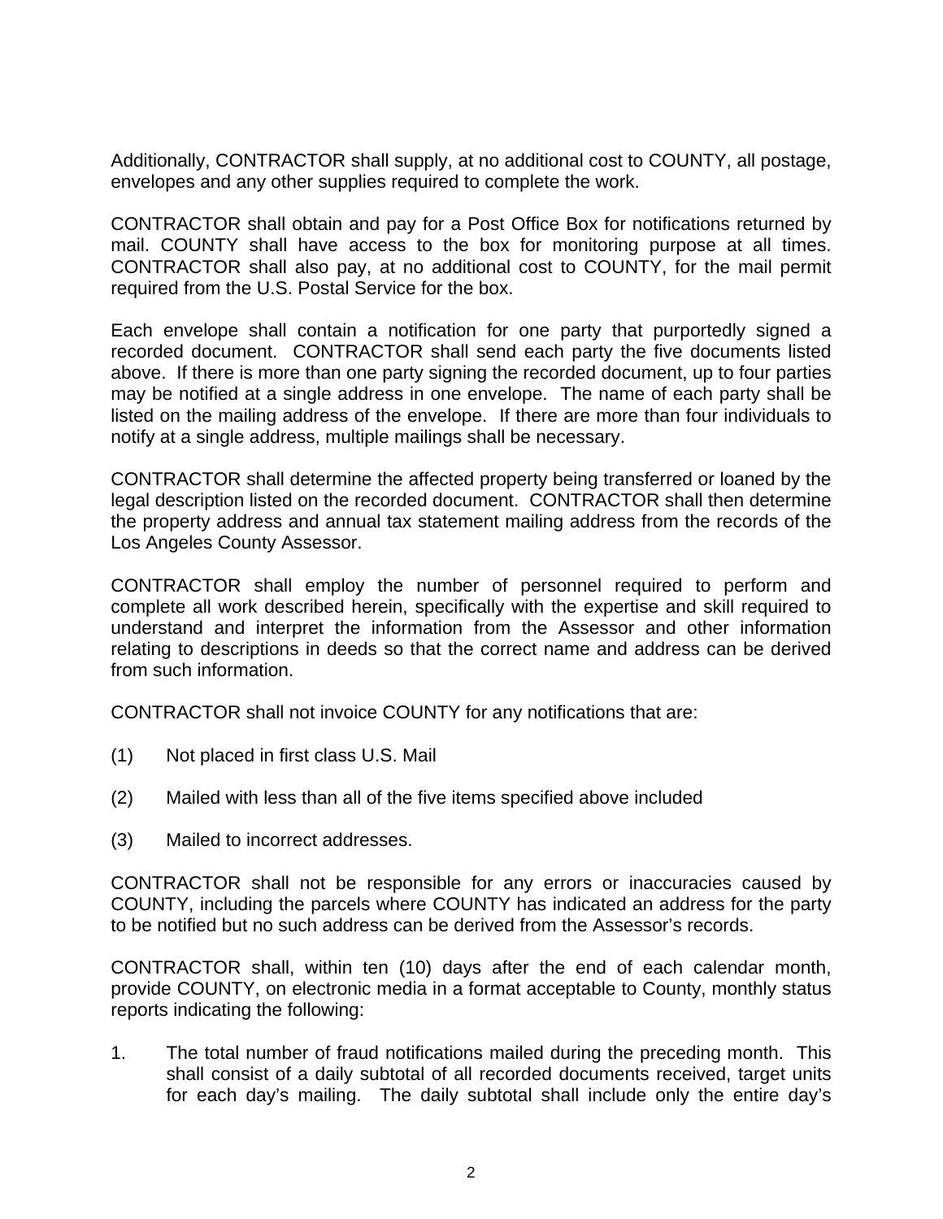Additionally, CONTRACTOR shall supply, at no additional cost to COUNTY, all postage, envelopes and any other supplies required to complete the work.

CONTRACTOR shall obtain and pay for a Post Office Box for notifications returned by mail. COUNTY shall have access to the box for monitoring purpose at all times. CONTRACTOR shall also pay, at no additional cost to COUNTY, for the mail permit required from the U.S. Postal Service for the box.

Each envelope shall contain a notification for one party that purportedly signed a recorded document. CONTRACTOR shall send each party the five documents listed above. If there is more than one party signing the recorded document, up to four parties may be notified at a single address in one envelope. The name of each party shall be listed on the mailing address of the envelope. If there are more than four individuals to notify at a single address, multiple mailings shall be necessary.

CONTRACTOR shall determine the affected property being transferred or loaned by the legal description listed on the recorded document. CONTRACTOR shall then determine the property address and annual tax statement mailing address from the records of the Los Angeles County Assessor.

CONTRACTOR shall employ the number of personnel required to perform and complete all work described herein, specifically with the expertise and skill required to understand and interpret the information from the Assessor and other information relating to descriptions in deeds so that the correct name and address can be derived from such information.

CONTRACTOR shall not invoice COUNTY for any notifications that are:

(1) Not placed in first class U.S. Mail

(2) Mailed with less than all of the five items specified above included

(3) Mailed to incorrect addresses.

CONTRACTOR shall not be responsible for any errors or inaccuracies caused by COUNTY, including the parcels where COUNTY has indicated an address for the party to be notified but no such address can be derived from the Assessor's records.

CONTRACTOR shall, within ten (10) days after the end of each calendar month, provide COUNTY, on electronic media in a format acceptable to County, monthly status reports indicating the following:

1. The total number of fraud notifications mailed during the preceding month. This shall consist of a daily subtotal of all recorded documents received, target units for each day's mailing. The daily subtotal shall include only the entire day's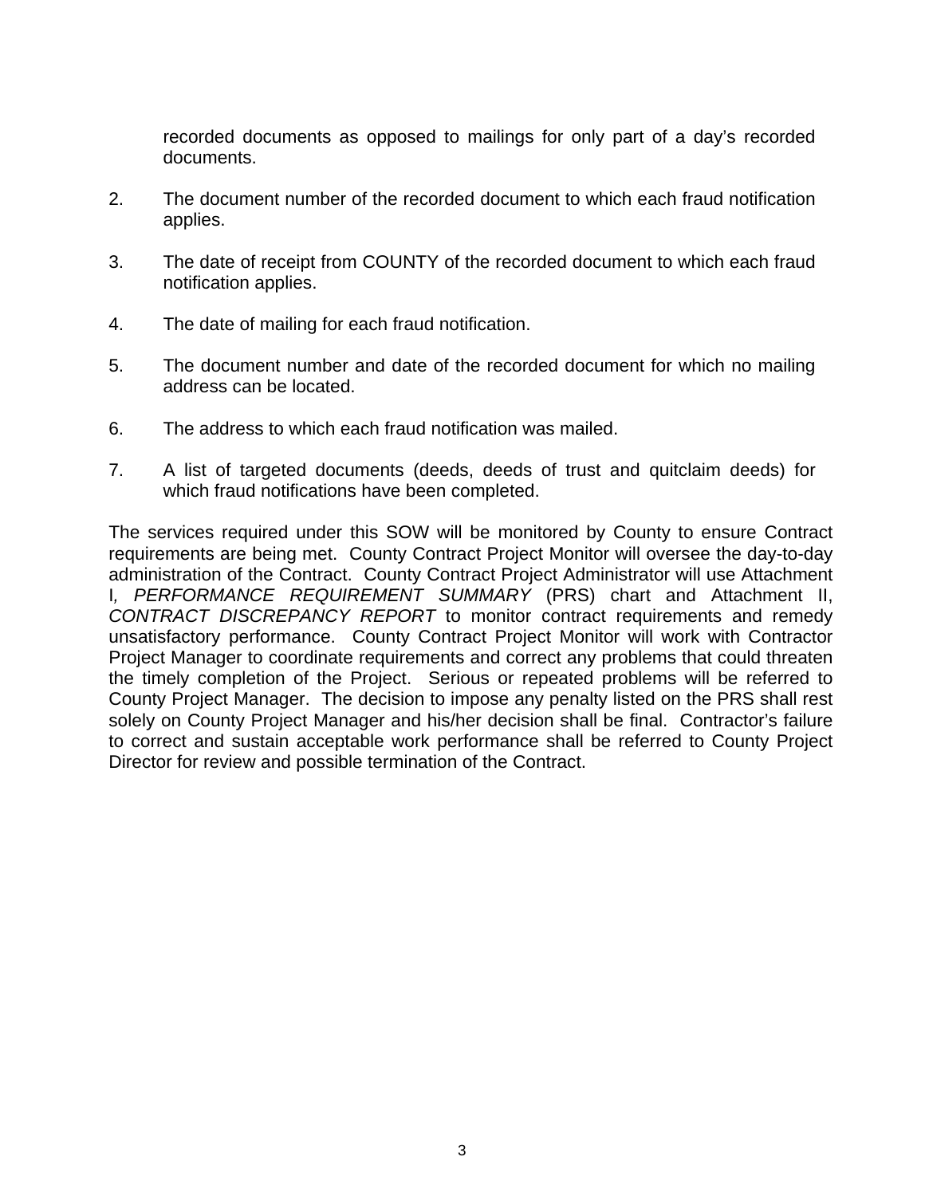recorded documents as opposed to mailings for only part of a day's recorded documents.

2. The document number of the recorded document to which each fraud notification applies.

3. The date of receipt from COUNTY of the recorded document to which each fraud notification applies.

4. The date of mailing for each fraud notification.

5. The document number and date of the recorded document for which no mailing address can be located.

6. The address to which each fraud notification was mailed.

7. A list of targeted documents (deeds, deeds of trust and quitclaim deeds) for which fraud notifications have been completed.

The services required under this SOW will be monitored by County to ensure Contract requirements are being met. County Contract Project Monitor will oversee the day-to-day administration of the Contract. County Contract Project Administrator will use Attachment I*, PERFORMANCE REQUIREMENT SUMMARY* (PRS) chart and Attachment II, *CONTRACT DISCREPANCY REPORT* to monitor contract requirements and remedy unsatisfactory performance. County Contract Project Monitor will work with Contractor Project Manager to coordinate requirements and correct any problems that could threaten the timely completion of the Project. Serious or repeated problems will be referred to County Project Manager. The decision to impose any penalty listed on the PRS shall rest solely on County Project Manager and his/her decision shall be final. Contractor's failure to correct and sustain acceptable work performance shall be referred to County Project Director for review and possible termination of the Contract.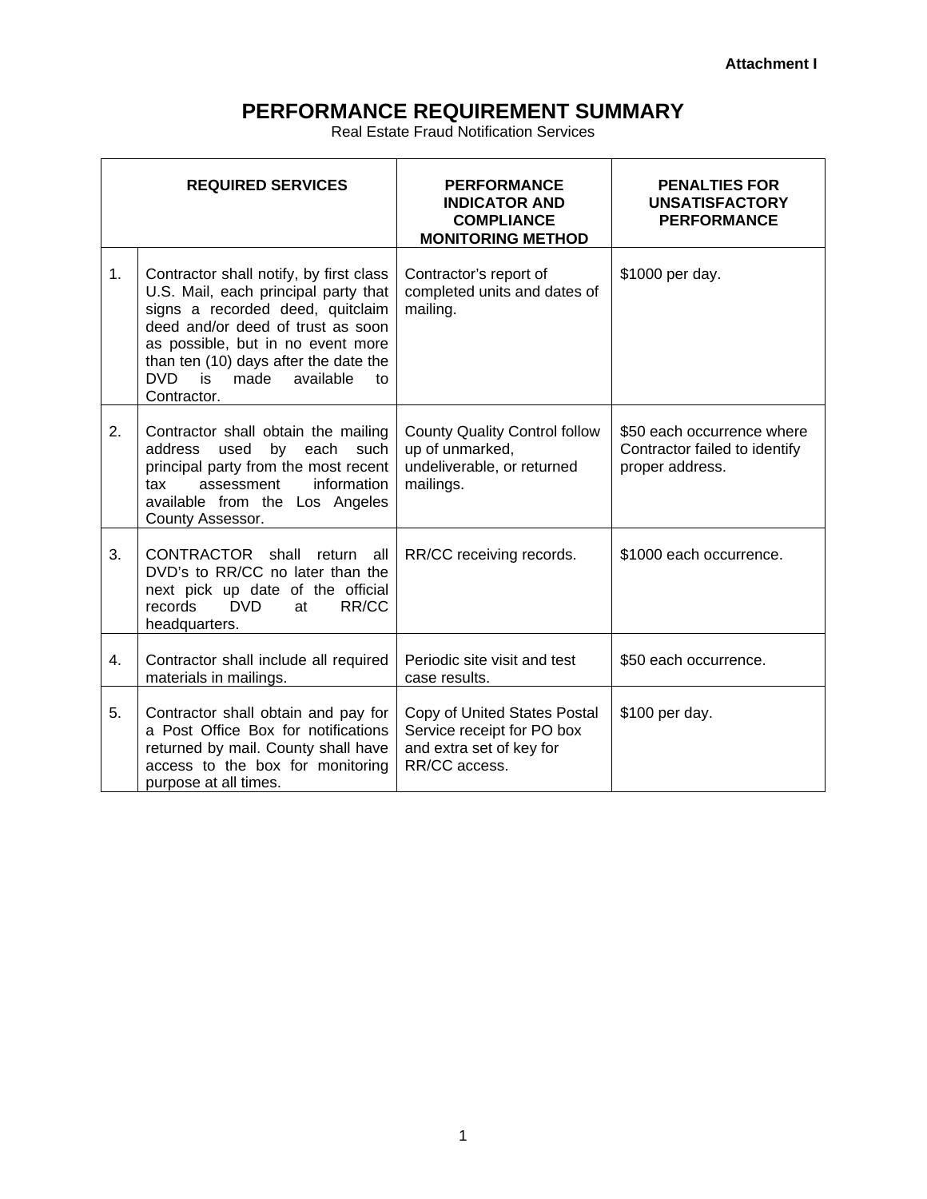**Attachment I**

# PERFORMANCE REQUIREMENT SUMMARY

Real Estate Fraud Notification Services

| REQUIRED SERVICES | | PERFORMANCE INDICATOR AND COMPLIANCE MONITORING METHOD | PENALTIES FOR UNSATISFACTORY PERFORMANCE |
|---|---|---|---|
| 1. | Contractor shall notify, by first class U.S. Mail, each principal party that signs a recorded deed, quitclaim deed and/or deed of trust as soon as possible, but in no event more than ten (10) days after the date the DVD is made available to Contractor. | Contractor's report of completed units and dates of mailing. | $1000 per day. |
| 2. | Contractor shall obtain the mailing address used by each such principal party from the most recent tax assessment information available from the Los Angeles County Assessor. | County Quality Control follow up of unmarked, undeliverable, or returned mailings. | $50 each occurrence where Contractor failed to identify proper address. |
| 3. | CONTRACTOR shall return all DVD's to RR/CC no later than the next pick up date of the official records DVD at RR/CC headquarters. | RR/CC receiving records. | $1000 each occurrence. |
| 4. | Contractor shall include all required materials in mailings. | Periodic site visit and test case results. | $50 each occurrence. |
| 5. | Contractor shall obtain and pay for a Post Office Box for notifications returned by mail. County shall have access to the box for monitoring purpose at all times. | Copy of United States Postal Service receipt for PO box and extra set of key for RR/CC access. | $100 per day. |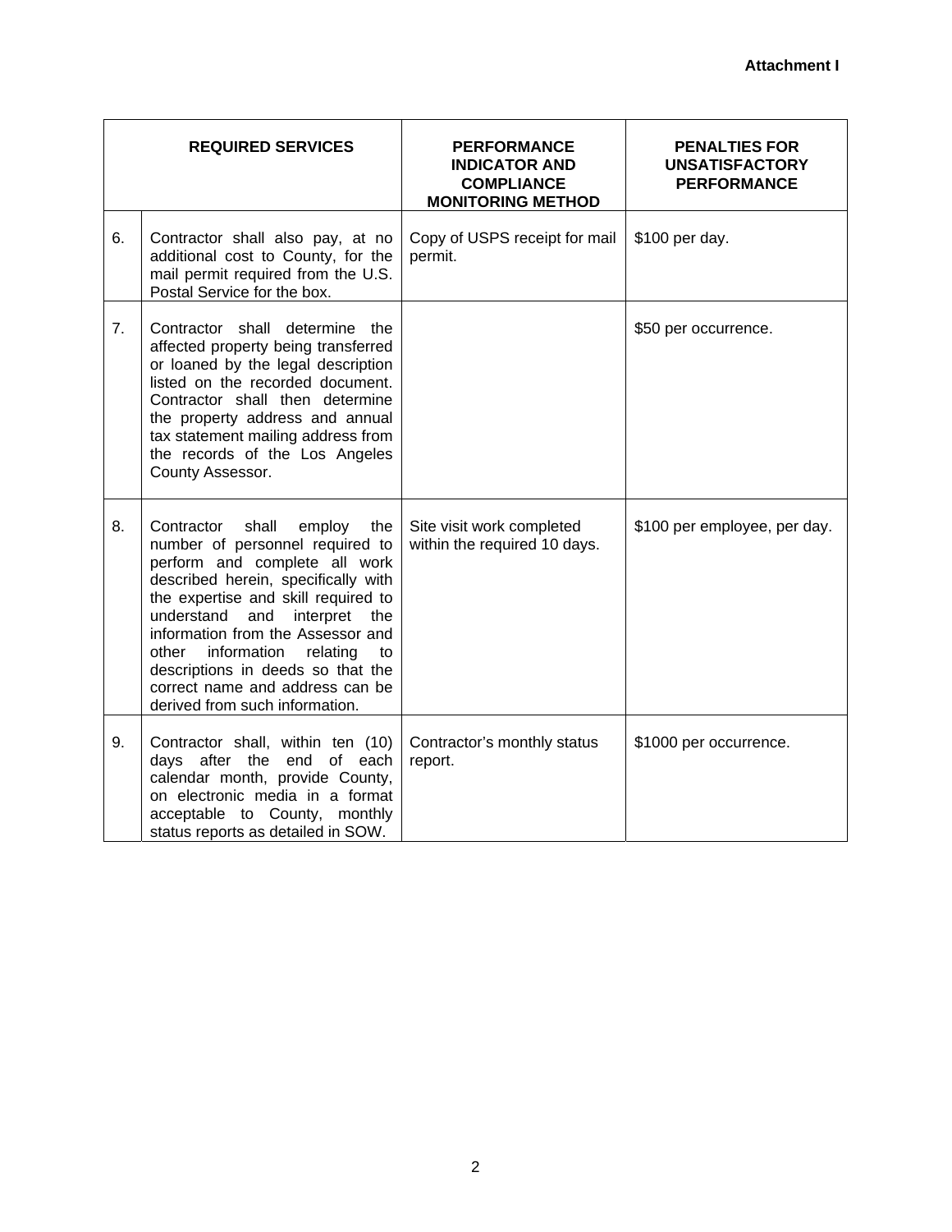**Attachment I**

| | REQUIRED SERVICES | PERFORMANCE INDICATOR AND COMPLIANCE MONITORING METHOD | PENALTIES FOR UNSATISFACTORY PERFORMANCE |
|---|---|---|---|
| 6. | Contractor shall also pay, at no additional cost to County, for the mail permit required from the U.S. Postal Service for the box. | Copy of USPS receipt for mail permit. | $100 per day. |
| 7. | Contractor shall determine the affected property being transferred or loaned by the legal description listed on the recorded document. Contractor shall then determine the property address and annual tax statement mailing address from the records of the Los Angeles County Assessor. | | $50 per occurrence. |
| 8. | Contractor shall employ the number of personnel required to perform and complete all work described herein, specifically with the expertise and skill required to understand and interpret the information from the Assessor and other information relating to descriptions in deeds so that the correct name and address can be derived from such information. | Site visit work completed within the required 10 days. | $100 per employee, per day. |
| 9. | Contractor shall, within ten (10) days after the end of each calendar month, provide County, on electronic media in a format acceptable to County, monthly status reports as detailed in SOW. | Contractor's monthly status report. | $1000 per occurrence. |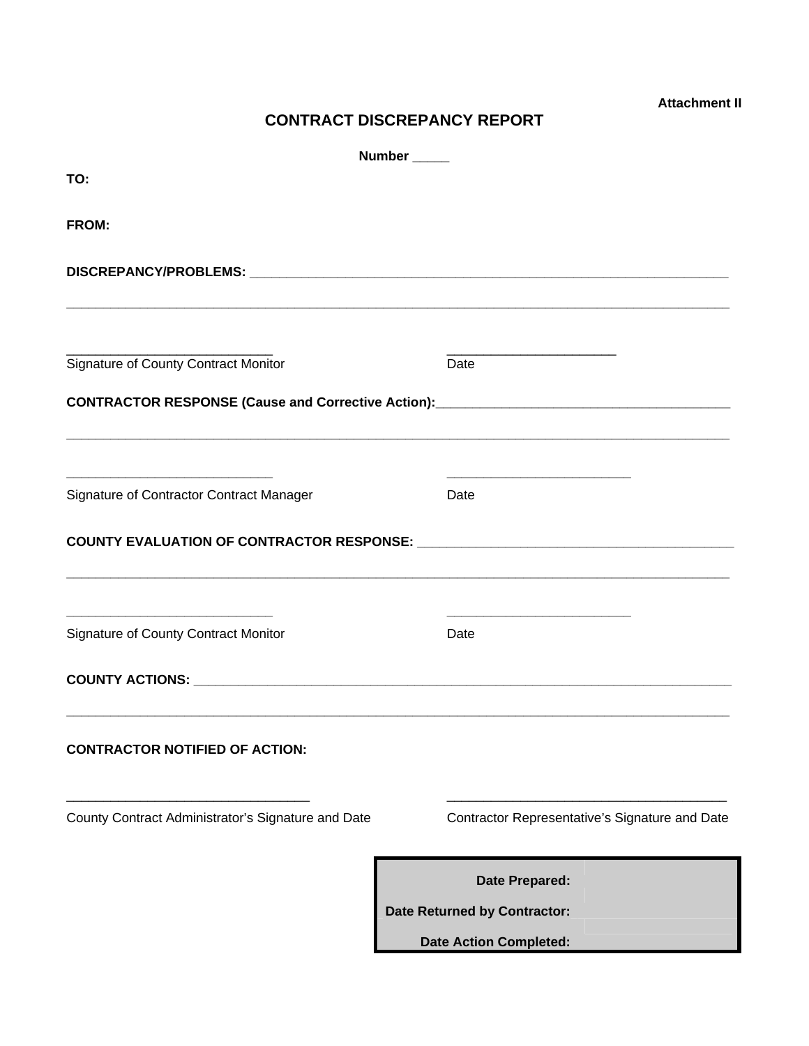**Attachment II**

# CONTRACT DISCREPANCY REPORT

**Number _____**

**TO:**

**FROM:**

**DISCREPANCY/PROBLEMS:** _______________________________________________________________________

_____________________________________________________________________________________________

____________________________ ______________________

Signature of County Contract Monitor Date

**CONTRACTOR RESPONSE (Cause and Corrective Action):**________________________________________

_____________________________________________________________________________________________

____________________________ ______________________

Signature of Contractor Contract Manager Date

**COUNTY EVALUATION OF CONTRACTOR RESPONSE:** ____________________________________________

_____________________________________________________________________________________________

____________________________ ______________________

Signature of County Contract Monitor Date

**COUNTY ACTIONS:** ___________________________________________________________________________

_____________________________________________________________________________________________

**CONTRACTOR NOTIFIED OF ACTION:**

_________________________________ _____________________________________

County Contract Administrator's Signature and Date Contractor Representative's Signature and Date

| | |
|---|---|
| **Date Prepared:** | |
| **Date Returned by Contractor:** | |
| **Date Action Completed:** | |